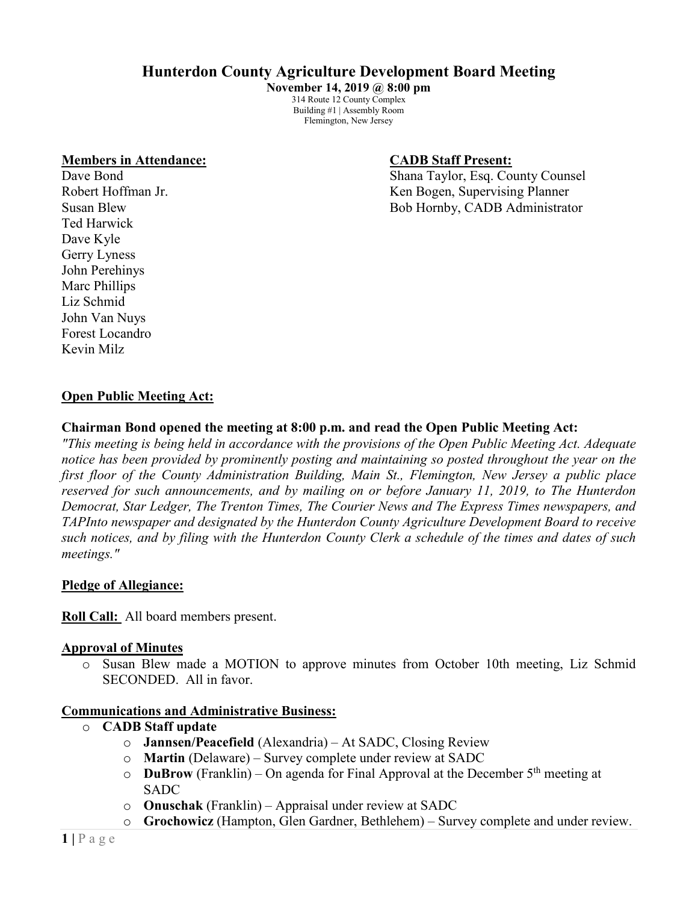# Hunterdon County Agriculture Development Board Meeting

**November 14, 2019 @ 8:00 pm**

314 Route 12 County Complex
Building #1 | Assembly Room
Flemington, New Jersey

**Members in Attendance:**

Dave Bond
Robert Hoffman Jr.
Susan Blew
Ted Harwick
Dave Kyle
Gerry Lyness
John Perehinys
Marc Phillips
Liz Schmid
John Van Nuys
Forest Locandro
Kevin Milz

**CADB Staff Present:**

Shana Taylor, Esq. County Counsel
Ken Bogen, Supervising Planner
Bob Hornby, CADB Administrator

**Open Public Meeting Act:**

**Chairman Bond opened the meeting at 8:00 p.m. and read the Open Public Meeting Act:**

*"This meeting is being held in accordance with the provisions of the Open Public Meeting Act. Adequate notice has been provided by prominently posting and maintaining so posted throughout the year on the first floor of the County Administration Building, Main St., Flemington, New Jersey a public place reserved for such announcements, and by mailing on or before January 11, 2019, to The Hunterdon Democrat, Star Ledger, The Trenton Times, The Courier News and The Express Times newspapers, and TAPInto newspaper and designated by the Hunterdon County Agriculture Development Board to receive such notices, and by filing with the Hunterdon County Clerk a schedule of the times and dates of such meetings."*

**Pledge of Allegiance:**

**Roll Call:** All board members present.

**Approval of Minutes**

- Susan Blew made a MOTION to approve minutes from October 10th meeting, Liz Schmid SECONDED. All in favor.

**Communications and Administrative Business:**

- **CADB Staff update**
  - **Jannsen/Peacefield** (Alexandria) – At SADC, Closing Review
  - **Martin** (Delaware) – Survey complete under review at SADC
  - **DuBrow** (Franklin) – On agenda for Final Approval at the December 5th meeting at SADC
  - **Onuschak** (Franklin) – Appraisal under review at SADC
  - **Grochowicz** (Hampton, Glen Gardner, Bethlehem) – Survey complete and under review.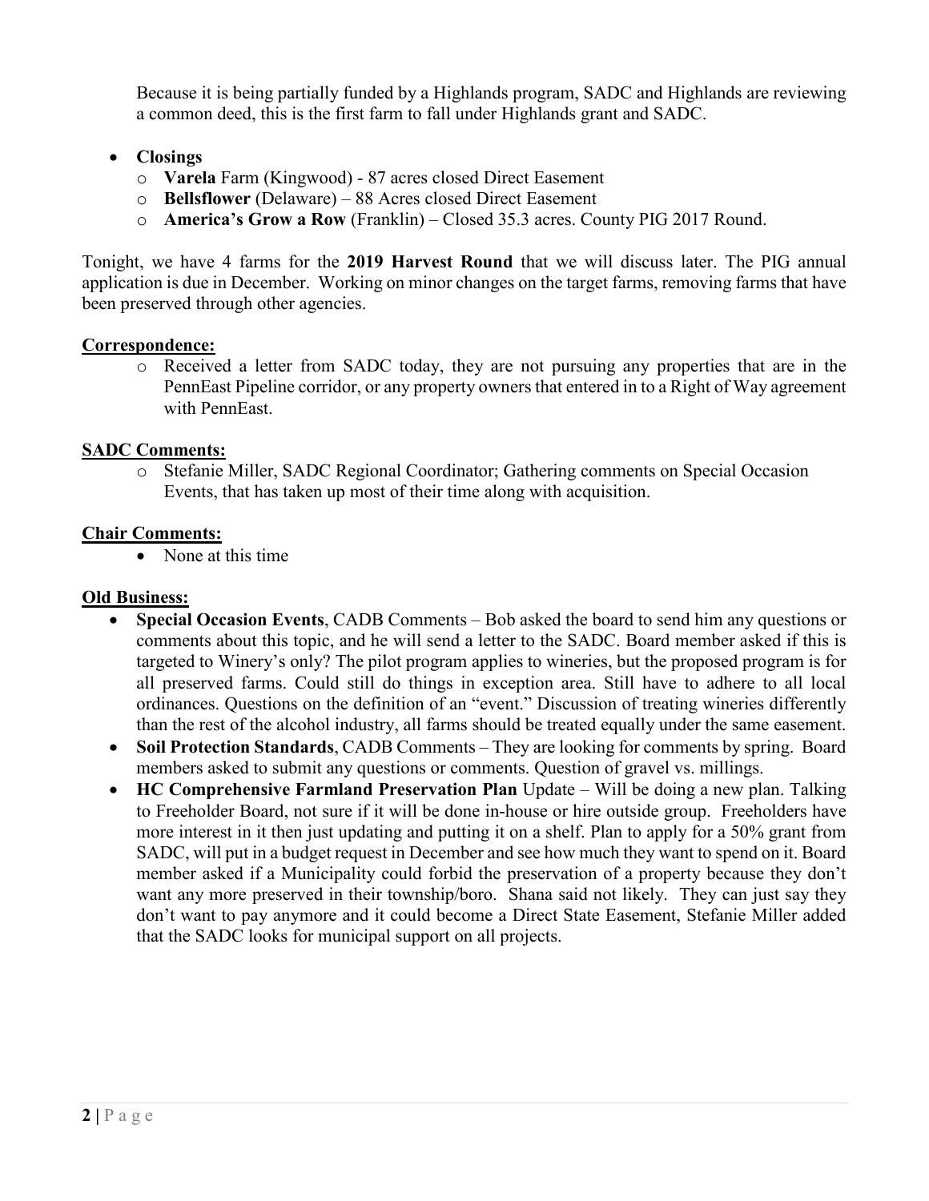Because it is being partially funded by a Highlands program, SADC and Highlands are reviewing a common deed, this is the first farm to fall under Highlands grant and SADC.

- **Closings**
  - **Varela** Farm (Kingwood) - 87 acres closed Direct Easement
  - **Bellsflower** (Delaware) – 88 Acres closed Direct Easement
  - **America's Grow a Row** (Franklin) – Closed 35.3 acres. County PIG 2017 Round.

Tonight, we have 4 farms for the **2019 Harvest Round** that we will discuss later. The PIG annual application is due in December. Working on minor changes on the target farms, removing farms that have been preserved through other agencies.

**Correspondence:**

- Received a letter from SADC today, they are not pursuing any properties that are in the PennEast Pipeline corridor, or any property owners that entered in to a Right of Way agreement with PennEast.

**SADC Comments:**

- Stefanie Miller, SADC Regional Coordinator; Gathering comments on Special Occasion Events, that has taken up most of their time along with acquisition.

**Chair Comments:**

- None at this time

**Old Business:**

- **Special Occasion Events**, CADB Comments – Bob asked the board to send him any questions or comments about this topic, and he will send a letter to the SADC. Board member asked if this is targeted to Winery's only? The pilot program applies to wineries, but the proposed program is for all preserved farms. Could still do things in exception area. Still have to adhere to all local ordinances. Questions on the definition of an "event." Discussion of treating wineries differently than the rest of the alcohol industry, all farms should be treated equally under the same easement.
- **Soil Protection Standards**, CADB Comments – They are looking for comments by spring. Board members asked to submit any questions or comments. Question of gravel vs. millings.
- **HC Comprehensive Farmland Preservation Plan** Update – Will be doing a new plan. Talking to Freeholder Board, not sure if it will be done in-house or hire outside group. Freeholders have more interest in it then just updating and putting it on a shelf. Plan to apply for a 50% grant from SADC, will put in a budget request in December and see how much they want to spend on it. Board member asked if a Municipality could forbid the preservation of a property because they don't want any more preserved in their township/boro. Shana said not likely. They can just say they don't want to pay anymore and it could become a Direct State Easement, Stefanie Miller added that the SADC looks for municipal support on all projects.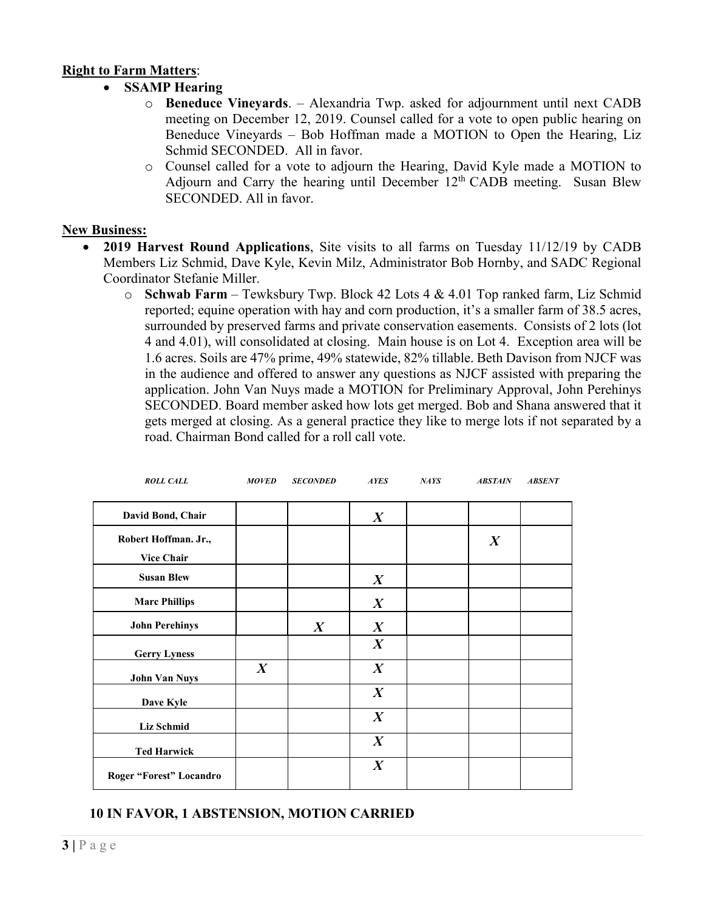**Right to Farm Matters**:

- **SSAMP Hearing**
  - **Beneduce Vineyards**. – Alexandria Twp. asked for adjournment until next CADB meeting on December 12, 2019. Counsel called for a vote to open public hearing on Beneduce Vineyards – Bob Hoffman made a MOTION to Open the Hearing, Liz Schmid SECONDED. All in favor.
  - Counsel called for a vote to adjourn the Hearing, David Kyle made a MOTION to Adjourn and Carry the hearing until December 12th CADB meeting. Susan Blew SECONDED. All in favor.

**New Business:**

- **2019 Harvest Round Applications**, Site visits to all farms on Tuesday 11/12/19 by CADB Members Liz Schmid, Dave Kyle, Kevin Milz, Administrator Bob Hornby, and SADC Regional Coordinator Stefanie Miller.
  - **Schwab Farm** – Tewksbury Twp. Block 42 Lots 4 & 4.01 Top ranked farm, Liz Schmid reported; equine operation with hay and corn production, it's a smaller farm of 38.5 acres, surrounded by preserved farms and private conservation easements. Consists of 2 lots (lot 4 and 4.01), will consolidated at closing. Main house is on Lot 4. Exception area will be 1.6 acres. Soils are 47% prime, 49% statewide, 82% tillable. Beth Davison from NJCF was in the audience and offered to answer any questions as NJCF assisted with preparing the application. John Van Nuys made a MOTION for Preliminary Approval, John Perehinys SECONDED. Board member asked how lots get merged. Bob and Shana answered that it gets merged at closing. As a general practice they like to merge lots if not separated by a road. Chairman Bond called for a roll call vote.

| *ROLL CALL* | *MOVED* | *SECONDED* | *AYES* | *NAYS* | *ABSTAIN* | *ABSENT* |
|---|---|---|---|---|---|---|
| **David Bond, Chair** | | | *X* | | | |
| **Robert Hoffman. Jr., Vice Chair** | | | | | *X* | |
| **Susan Blew** | | | *X* | | | |
| **Marc Phillips** | | | *X* | | | |
| **John Perehinys** | | *X* | *X* | | | |
| **Gerry Lyness** | | | *X* | | | |
| **John Van Nuys** | *X* | | *X* | | | |
| **Dave Kyle** | | | *X* | | | |
| **Liz Schmid** | | | *X* | | | |
| **Ted Harwick** | | | *X* | | | |
| **Roger "Forest" Locandro** | | | *X* | | | |

**10 IN FAVOR, 1 ABSTENSION, MOTION CARRIED**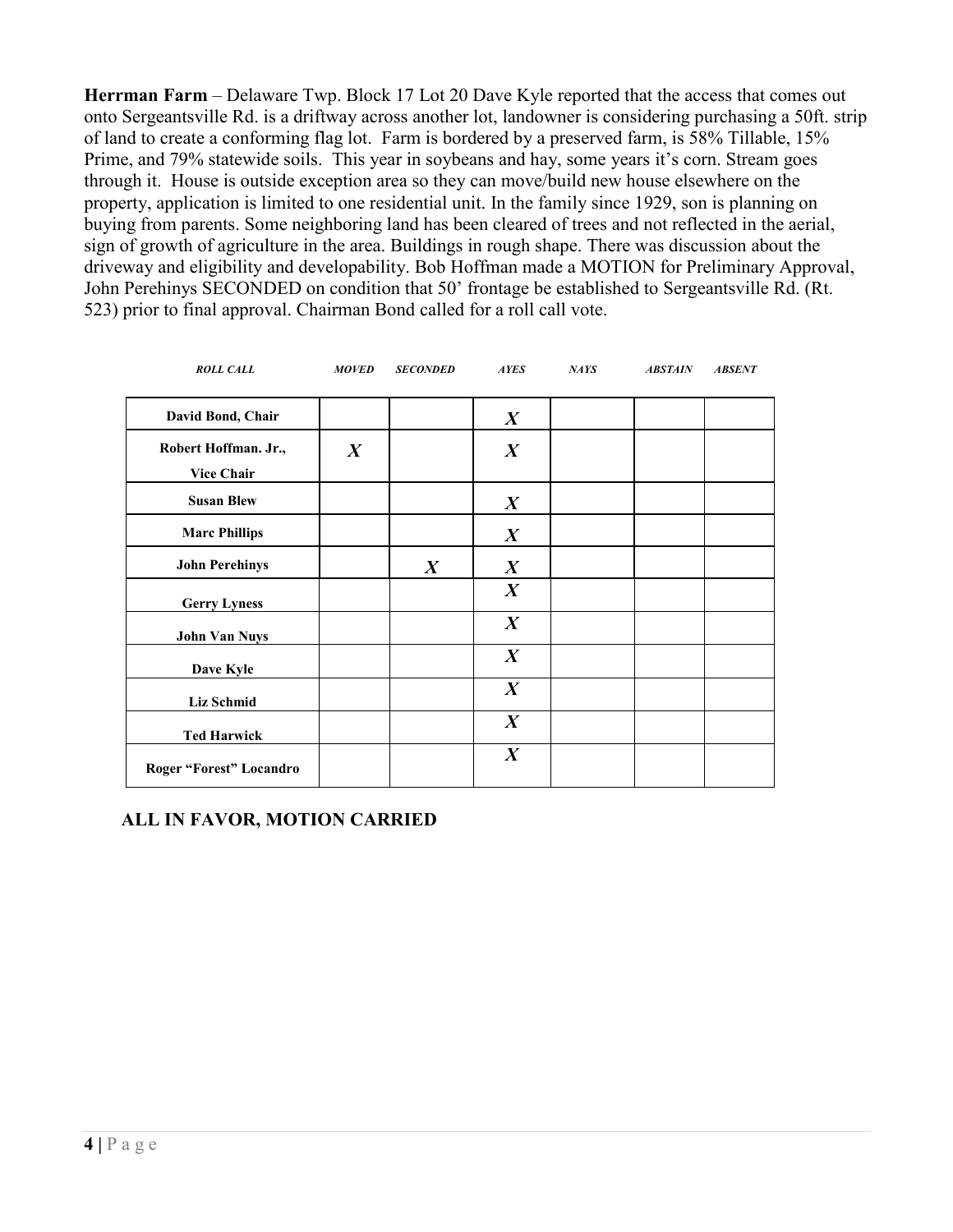**Herrman Farm** – Delaware Twp. Block 17 Lot 20 Dave Kyle reported that the access that comes out onto Sergeantsville Rd. is a driftway across another lot, landowner is considering purchasing a 50ft. strip of land to create a conforming flag lot. Farm is bordered by a preserved farm, is 58% Tillable, 15% Prime, and 79% statewide soils. This year in soybeans and hay, some years it's corn. Stream goes through it. House is outside exception area so they can move/build new house elsewhere on the property, application is limited to one residential unit. In the family since 1929, son is planning on buying from parents. Some neighboring land has been cleared of trees and not reflected in the aerial, sign of growth of agriculture in the area. Buildings in rough shape. There was discussion about the driveway and eligibility and developability. Bob Hoffman made a MOTION for Preliminary Approval, John Perehinys SECONDED on condition that 50' frontage be established to Sergeantsville Rd. (Rt. 523) prior to final approval. Chairman Bond called for a roll call vote.

| *ROLL CALL* | *MOVED* | *SECONDED* | *AYES* | *NAYS* | *ABSTAIN* | *ABSENT* |
|---|---|---|---|---|---|---|
| **David Bond, Chair** | | | *X* | | | |
| **Robert Hoffman. Jr., Vice Chair** | *X* | | *X* | | | |
| **Susan Blew** | | | *X* | | | |
| **Marc Phillips** | | | *X* | | | |
| **John Perehinys** | | *X* | *X* | | | |
| **Gerry Lyness** | | | *X* | | | |
| **John Van Nuys** | | | *X* | | | |
| **Dave Kyle** | | | *X* | | | |
| **Liz Schmid** | | | *X* | | | |
| **Ted Harwick** | | | *X* | | | |
| **Roger "Forest" Locandro** | | | *X* | | | |

**ALL IN FAVOR, MOTION CARRIED**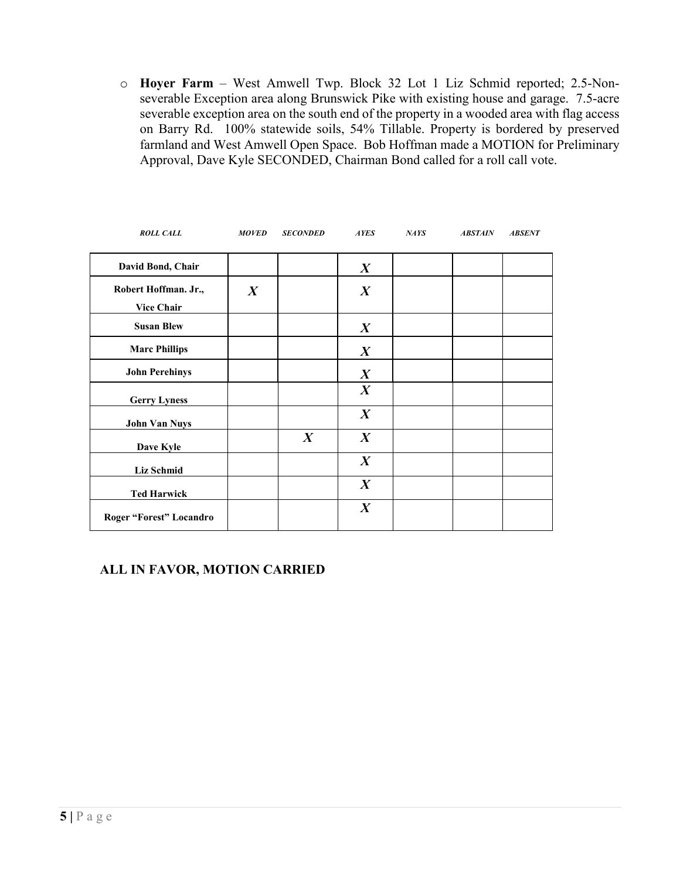- **Hoyer Farm** – West Amwell Twp. Block 32 Lot 1 Liz Schmid reported; 2.5-Non-severable Exception area along Brunswick Pike with existing house and garage. 7.5-acre severable exception area on the south end of the property in a wooded area with flag access on Barry Rd. 100% statewide soils, 54% Tillable. Property is bordered by preserved farmland and West Amwell Open Space. Bob Hoffman made a MOTION for Preliminary Approval, Dave Kyle SECONDED, Chairman Bond called for a roll call vote.

| ROLL CALL | MOVED | SECONDED | AYES | NAYS | ABSTAIN | ABSENT |
|---|---|---|---|---|---|---|
| **David Bond, Chair** | | | X | | | |
| **Robert Hoffman. Jr., Vice Chair** | X | | X | | | |
| **Susan Blew** | | | X | | | |
| **Marc Phillips** | | | X | | | |
| **John Perehinys** | | | X | | | |
| **Gerry Lyness** | | | X | | | |
| **John Van Nuys** | | | X | | | |
| **Dave Kyle** | | X | X | | | |
| **Liz Schmid** | | | X | | | |
| **Ted Harwick** | | | X | | | |
| **Roger "Forest" Locandro** | | | X | | | |

**ALL IN FAVOR, MOTION CARRIED**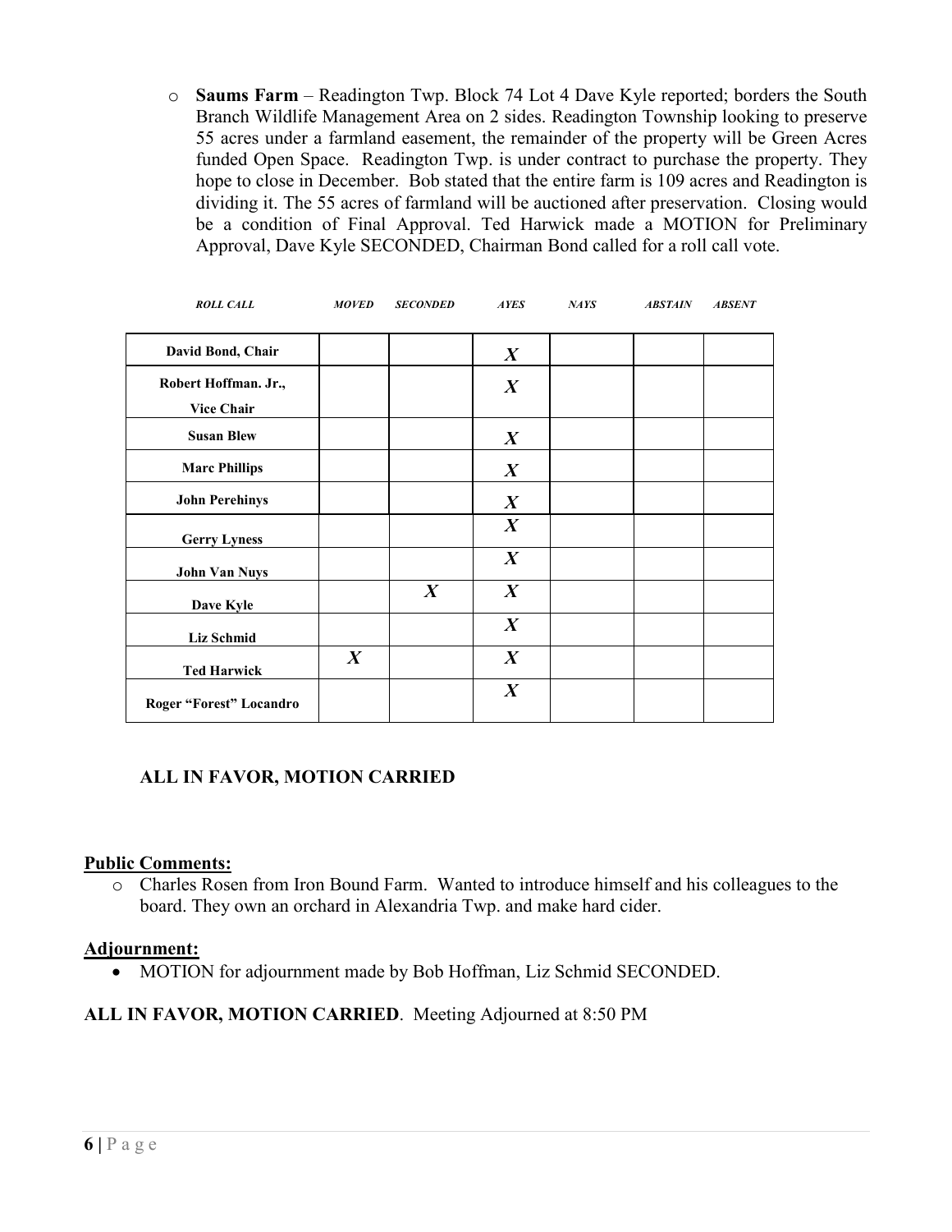- **Saums Farm** – Readington Twp. Block 74 Lot 4 Dave Kyle reported; borders the South Branch Wildlife Management Area on 2 sides. Readington Township looking to preserve 55 acres under a farmland easement, the remainder of the property will be Green Acres funded Open Space. Readington Twp. is under contract to purchase the property. They hope to close in December. Bob stated that the entire farm is 109 acres and Readington is dividing it. The 55 acres of farmland will be auctioned after preservation. Closing would be a condition of Final Approval. Ted Harwick made a MOTION for Preliminary Approval, Dave Kyle SECONDED, Chairman Bond called for a roll call vote.

| *ROLL CALL* | *MOVED* | *SECONDED* | *AYES* | *NAYS* | *ABSTAIN* | *ABSENT* |
|---|---|---|---|---|---|---|
| **David Bond, Chair** | | | *X* | | | |
| **Robert Hoffman. Jr., Vice Chair** | | | *X* | | | |
| **Susan Blew** | | | *X* | | | |
| **Marc Phillips** | | | *X* | | | |
| **John Perehinys** | | | *X* | | | |
| **Gerry Lyness** | | | *X* | | | |
| **John Van Nuys** | | | *X* | | | |
| **Dave Kyle** | | *X* | *X* | | | |
| **Liz Schmid** | | | *X* | | | |
| **Ted Harwick** | *X* | | *X* | | | |
| **Roger "Forest" Locandro** | | | *X* | | | |

**ALL IN FAVOR, MOTION CARRIED**

## Public Comments:

- Charles Rosen from Iron Bound Farm. Wanted to introduce himself and his colleagues to the board. They own an orchard in Alexandria Twp. and make hard cider.

## Adjournment:

- MOTION for adjournment made by Bob Hoffman, Liz Schmid SECONDED.

**ALL IN FAVOR, MOTION CARRIED**. Meeting Adjourned at 8:50 PM